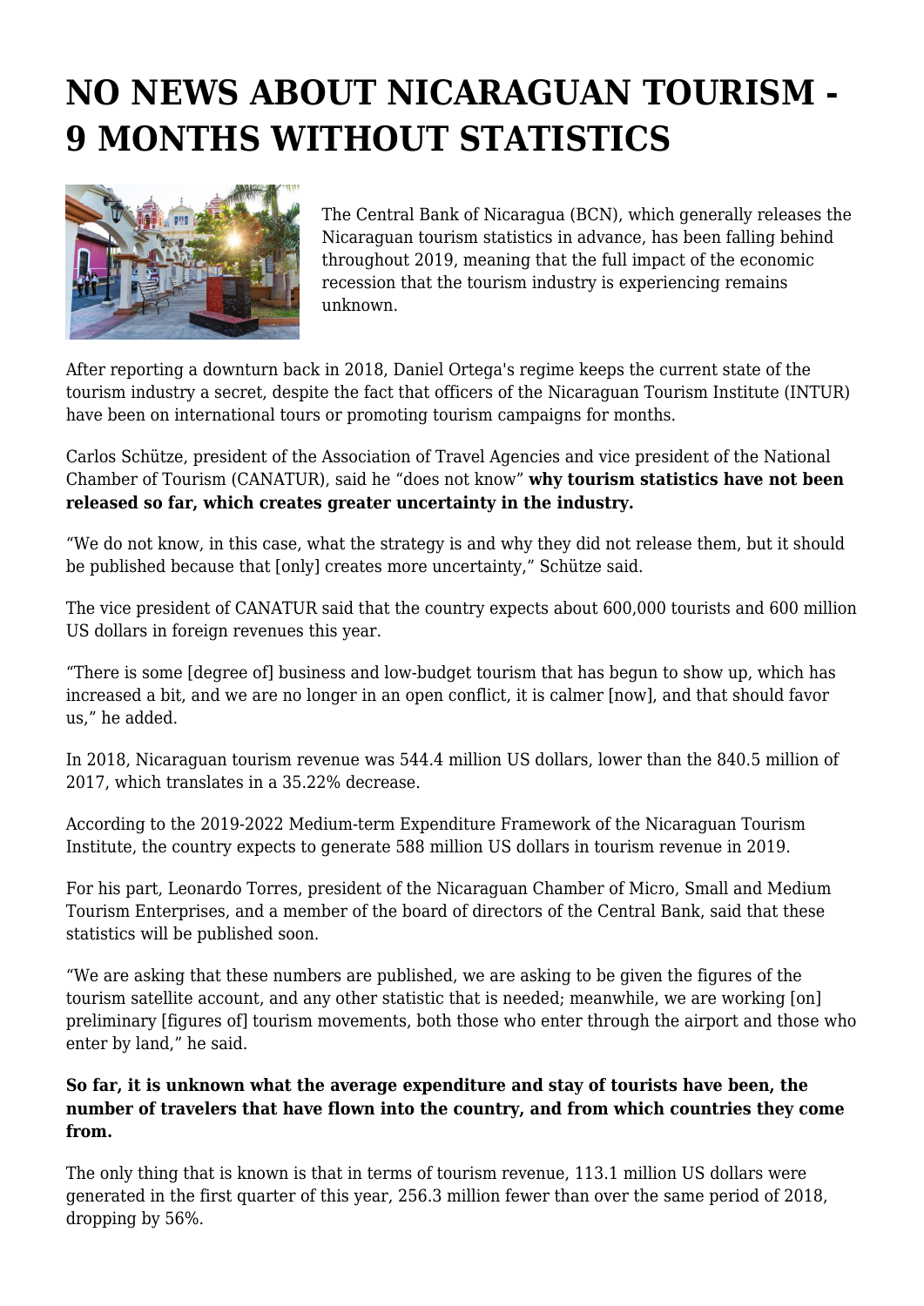# NO NEWS ABOUT NICARAGUAN TOURISM - 9 MONTHS WITHOUT STATISTICS

The Central Bank of Nicaragua (BCN), which generally releases the Nicaraguan tourism statistics in advance, has been falling behind throughout 2019, meaning that the full impact of the economic recession that the tourism industry is experiencing remains unknown.

After reporting a downturn back in 2018, Daniel Ortega's regime keeps the current state of the tourism industry a secret, despite the fact that officers of the Nicaraguan Tourism Institute (INTUR) have been on international tours or promoting tourism campaigns for months.

Carlos Schütze, president of the Association of Travel Agencies and vice president of the National Chamber of Tourism (CANATUR), said he "does not know" **why tourism statistics have not been released so far, which creates greater uncertainty in the industry.**

"We do not know, in this case, what the strategy is and why they did not release them, but it should be published because that [only] creates more uncertainty," Schütze said.

The vice president of CANATUR said that the country expects about 600,000 tourists and 600 million US dollars in foreign revenues this year.

"There is some [degree of] business and low-budget tourism that has begun to show up, which has increased a bit, and we are no longer in an open conflict, it is calmer [now], and that should favor us," he added.

In 2018, Nicaraguan tourism revenue was 544.4 million US dollars, lower than the 840.5 million of 2017, which translates in a 35.22% decrease.

According to the 2019-2022 Medium-term Expenditure Framework of the Nicaraguan Tourism Institute, the country expects to generate 588 million US dollars in tourism revenue in 2019.

For his part, Leonardo Torres, president of the Nicaraguan Chamber of Micro, Small and Medium Tourism Enterprises, and a member of the board of directors of the Central Bank, said that these statistics will be published soon.

"We are asking that these numbers are published, we are asking to be given the figures of the tourism satellite account, and any other statistic that is needed; meanwhile, we are working [on] preliminary [figures of] tourism movements, both those who enter through the airport and those who enter by land," he said.

**So far, it is unknown what the average expenditure and stay of tourists have been, the number of travelers that have flown into the country, and from which countries they come from.**

The only thing that is known is that in terms of tourism revenue, 113.1 million US dollars were generated in the first quarter of this year, 256.3 million fewer than over the same period of 2018, dropping by 56%.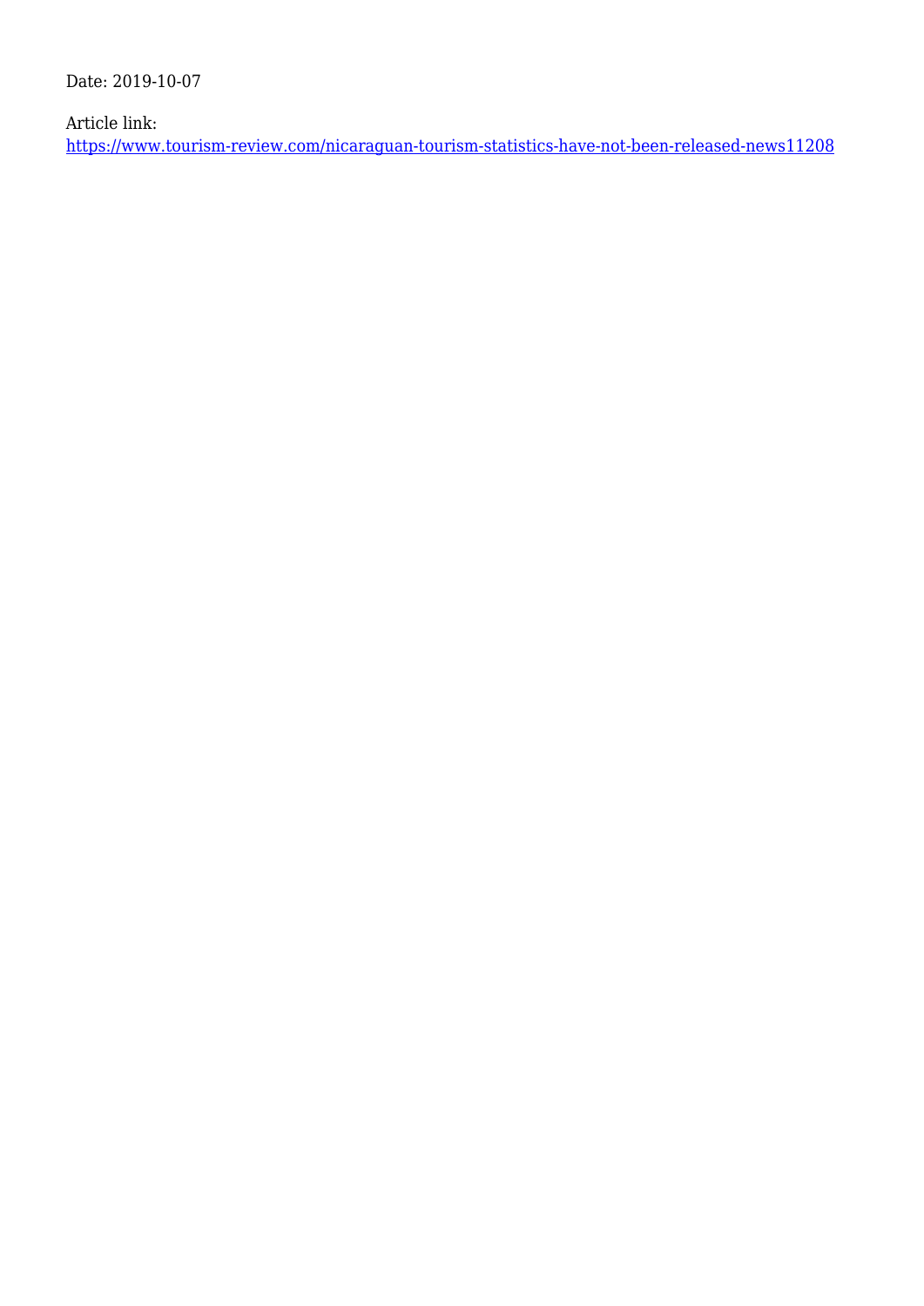Date: 2019-10-07

Article link:
https://www.tourism-review.com/nicaraguan-tourism-statistics-have-not-been-released-news11208